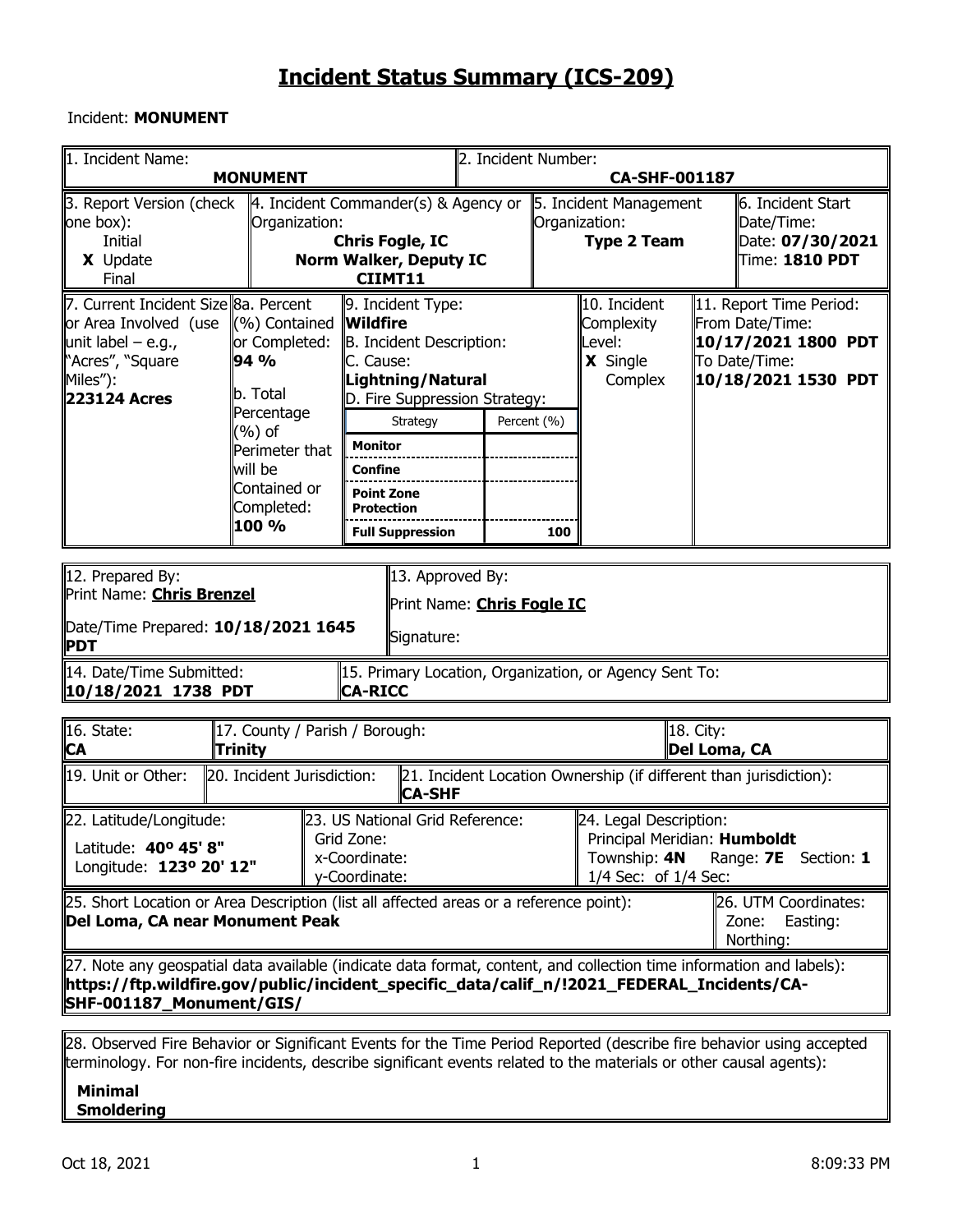# Incident Status Summary (ICS-209)

Incident: **MONUMENT**

| 1. Incident Name: **MONUMENT** | 2. Incident Number: **CA-SHF-001187** |
|---|---|

| 3. Report Version (check one box): | 4. Incident Commander(s) & Agency or Organization: | 5. Incident Management Organization: | 6. Incident Start Date/Time: |
|---|---|---|---|
| Initial<br>**X** Update<br>Final | **Chris Fogle, IC**<br>**Norm Walker, Deputy IC**<br>**CIIMT11** | **Type 2 Team** | Date: **07/30/2021**<br>Time: **1810 PDT** |

| 7. Current Incident Size or Area Involved (use unit label – e.g., "Acres", "Square Miles"): | 8a. Percent (%) Contained or Completed: | 9. Incident Type: | 10. Incident Complexity Level: | 11. Report Time Period: |
|---|---|---|---|---|
| **223124 Acres** | **94 %**<br><br>b. Total Percentage (%) of Perimeter that will be Contained or Completed:<br>**100 %** | **Wildfire**<br>B. Incident Description:<br>C. Cause:<br>**Lightning/Natural**<br>D. Fire Suppression Strategy: | **X** Single<br>Complex | From Date/Time:<br>**10/17/2021 1800 PDT**<br>To Date/Time:<br>**10/18/2021 1530 PDT** |

| Strategy | Percent (%) |
|---|---|
| **Monitor** | |
| **Confine** | |
| **Point Zone Protection** | |
| **Full Suppression** | **100** |

| 12. Prepared By: | 13. Approved By: |
|---|---|
| Print Name: **Chris Brenzel**<br>Date/Time Prepared: **10/18/2021 1645 PDT** | Print Name: **Chris Fogle IC**<br>Signature: |

| 14. Date/Time Submitted: | 15. Primary Location, Organization, or Agency Sent To: |
|---|---|
| **10/18/2021 1738 PDT** | **CA-RICC** |

| 16. State: | 17. County / Parish / Borough: | 18. City: |
|---|---|---|
| **CA** | **Trinity** | **Del Loma, CA** |

| 19. Unit or Other: | 20. Incident Jurisdiction: | 21. Incident Location Ownership (if different than jurisdiction): |
|---|---|---|
| | | **CA-SHF** |

| 22. Latitude/Longitude: | 23. US National Grid Reference: | 24. Legal Description: |
|---|---|---|
| Latitude: **40º 45' 8"**<br>Longitude: **123º 20' 12"** | Grid Zone:<br>x-Coordinate:<br>y-Coordinate: | Principal Meridian: **Humboldt**<br>Township: **4N** Range: **7E** Section: **1**<br>1/4 Sec: of 1/4 Sec: |

| 25. Short Location or Area Description (list all affected areas or a reference point): | 26. UTM Coordinates: |
|---|---|
| **Del Loma, CA near Monument Peak** | Zone: Easting:<br>Northing: |

27. Note any geospatial data available (indicate data format, content, and collection time information and labels):
**https://ftp.wildfire.gov/public/incident_specific_data/calif_n/!2021_FEDERAL_Incidents/CA-SHF-001187_Monument/GIS/**

28. Observed Fire Behavior or Significant Events for the Time Period Reported (describe fire behavior using accepted terminology. For non-fire incidents, describe significant events related to the materials or other causal agents):

**Minimal**
**Smoldering**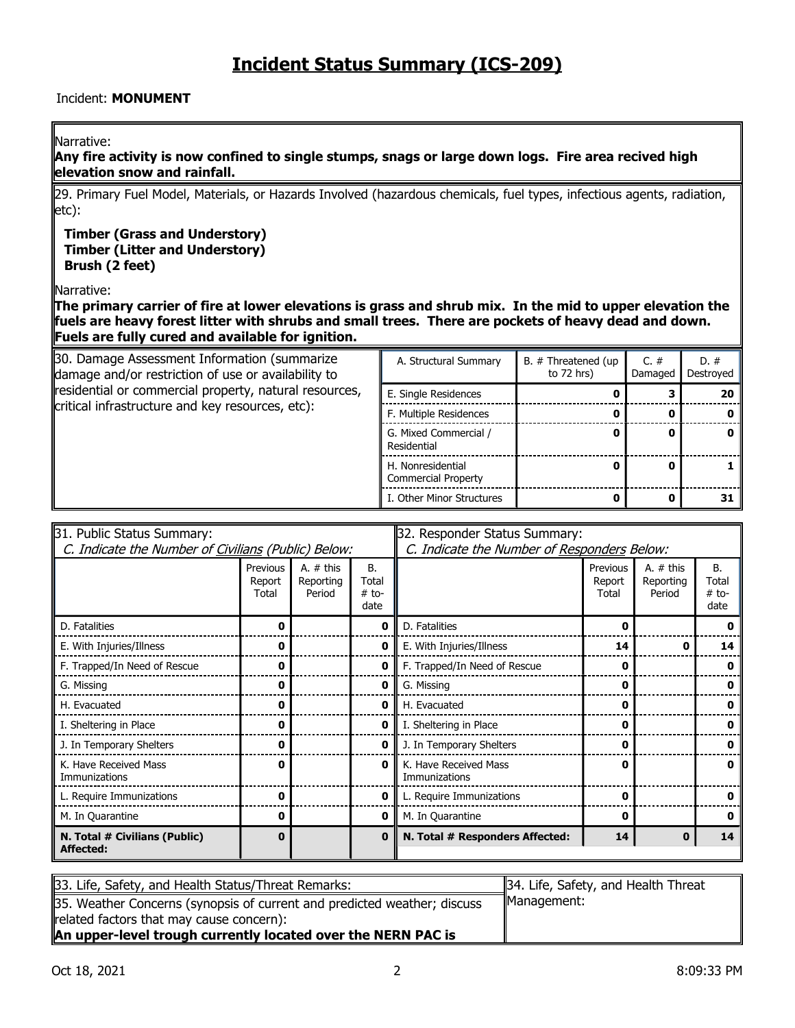# Incident Status Summary (ICS-209)

Incident: **MONUMENT**

Narrative:
**Any fire activity is now confined to single stumps, snags or large down logs. Fire area recived high elevation snow and rainfall.**

29. Primary Fuel Model, Materials, or Hazards Involved (hazardous chemicals, fuel types, infectious agents, radiation, etc):

**Timber (Grass and Understory)**
**Timber (Litter and Understory)**
**Brush (2 feet)**

Narrative:
**The primary carrier of fire at lower elevations is grass and shrub mix. In the mid to upper elevation the fuels are heavy forest litter with shrubs and small trees. There are pockets of heavy dead and down. Fuels are fully cured and available for ignition.**

30. Damage Assessment Information (summarize damage and/or restriction of use or availability to residential or commercial property, natural resources, critical infrastructure and key resources, etc):

| A. Structural Summary | B. # Threatened (up to 72 hrs) | C. # Damaged | D. # Destroyed |
|---|---|---|---|
| E. Single Residences | **0** | **3** | **20** |
| F. Multiple Residences | **0** | **0** | **0** |
| G. Mixed Commercial / Residential | **0** | **0** | **0** |
| H. Nonresidential Commercial Property | **0** | **0** | **1** |
| I. Other Minor Structures | **0** | **0** | **31** |

31. Public Status Summary:
*C. Indicate the Number of Civilians (Public) Below:*

| | Previous Report Total | A. # this Reporting Period | B. Total # to-date |
|---|---|---|---|
| D. Fatalities | **0** | | **0** |
| E. With Injuries/Illness | **0** | | **0** |
| F. Trapped/In Need of Rescue | **0** | | **0** |
| G. Missing | **0** | | **0** |
| H. Evacuated | **0** | | **0** |
| I. Sheltering in Place | **0** | | **0** |
| J. In Temporary Shelters | **0** | | **0** |
| K. Have Received Mass Immunizations | **0** | | **0** |
| L. Require Immunizations | **0** | | **0** |
| M. In Quarantine | **0** | | **0** |
| **N. Total # Civilians (Public) Affected:** | **0** | | **0** |

32. Responder Status Summary:
*C. Indicate the Number of Responders Below:*

| | Previous Report Total | A. # this Reporting Period | B. Total # to-date |
|---|---|---|---|
| D. Fatalities | **0** | | **0** |
| E. With Injuries/Illness | **14** | **0** | **14** |
| F. Trapped/In Need of Rescue | **0** | | **0** |
| G. Missing | **0** | | **0** |
| H. Evacuated | **0** | | **0** |
| I. Sheltering in Place | **0** | | **0** |
| J. In Temporary Shelters | **0** | | **0** |
| K. Have Received Mass Immunizations | **0** | | **0** |
| L. Require Immunizations | **0** | | **0** |
| M. In Quarantine | **0** | | **0** |
| **N. Total # Responders Affected:** | **14** | **0** | **14** |

33. Life, Safety, and Health Status/Threat Remarks:

34. Life, Safety, and Health Threat Management:

35. Weather Concerns (synopsis of current and predicted weather; discuss related factors that may cause concern):
**An upper-level trough currently located over the NERN PAC is**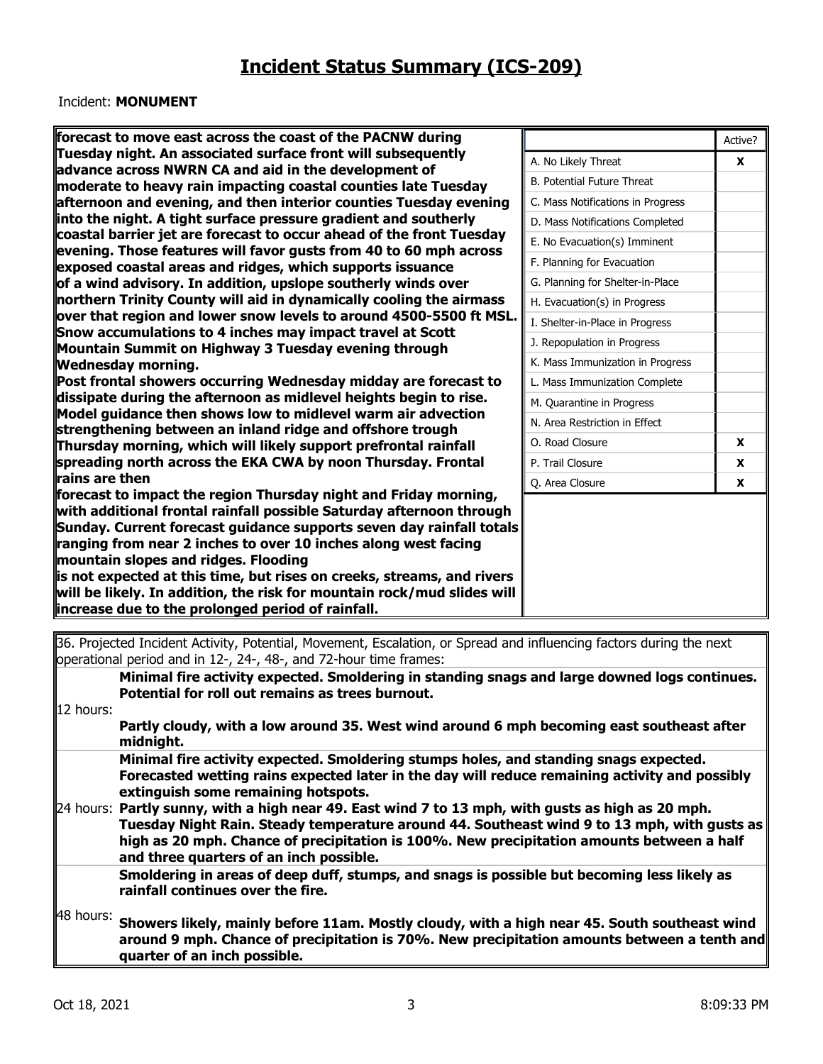# Incident Status Summary (ICS-209)

Incident: **MONUMENT**

**forecast to move east across the coast of the PACNW during Tuesday night. An associated surface front will subsequently advance across NWRN CA and aid in the development of moderate to heavy rain impacting coastal counties late Tuesday afternoon and evening, and then interior counties Tuesday evening into the night. A tight surface pressure gradient and southerly coastal barrier jet are forecast to occur ahead of the front Tuesday evening. Those features will favor gusts from 40 to 60 mph across exposed coastal areas and ridges, which supports issuance of a wind advisory. In addition, upslope southerly winds over northern Trinity County will aid in dynamically cooling the airmass over that region and lower snow levels to around 4500-5500 ft MSL. Snow accumulations to 4 inches may impact travel at Scott Mountain Summit on Highway 3 Tuesday evening through Wednesday morning.**
**Post frontal showers occurring Wednesday midday are forecast to dissipate during the afternoon as midlevel heights begin to rise. Model guidance then shows low to midlevel warm air advection strengthening between an inland ridge and offshore trough Thursday morning, which will likely support prefrontal rainfall spreading north across the EKA CWA by noon Thursday. Frontal rains are then**
**forecast to impact the region Thursday night and Friday morning, with additional frontal rainfall possible Saturday afternoon through Sunday. Current forecast guidance supports seven day rainfall totals ranging from near 2 inches to over 10 inches along west facing mountain slopes and ridges. Flooding**
**is not expected at this time, but rises on creeks, streams, and rivers will be likely. In addition, the risk for mountain rock/mud slides will increase due to the prolonged period of rainfall.**

| | Active? |
|---|---|
| A. No Likely Threat | X |
| B. Potential Future Threat | |
| C. Mass Notifications in Progress | |
| D. Mass Notifications Completed | |
| E. No Evacuation(s) Imminent | |
| F. Planning for Evacuation | |
| G. Planning for Shelter-in-Place | |
| H. Evacuation(s) in Progress | |
| I. Shelter-in-Place in Progress | |
| J. Repopulation in Progress | |
| K. Mass Immunization in Progress | |
| L. Mass Immunization Complete | |
| M. Quarantine in Progress | |
| N. Area Restriction in Effect | |
| O. Road Closure | X |
| P. Trail Closure | X |
| Q. Area Closure | X |

36. Projected Incident Activity, Potential, Movement, Escalation, or Spread and influencing factors during the next operational period and in 12-, 24-, 48-, and 72-hour time frames:

| | |
|---|---|
| 12 hours: | **Minimal fire activity expected. Smoldering in standing snags and large downed logs continues. Potential for roll out remains as trees burnout.**<br>**Partly cloudy, with a low around 35. West wind around 6 mph becoming east southeast after midnight.** |
| 24 hours: | **Minimal fire activity expected. Smoldering stumps holes, and standing snags expected. Forecasted wetting rains expected later in the day will reduce remaining activity and possibly extinguish some remaining hotspots.**<br>**Partly sunny, with a high near 49. East wind 7 to 13 mph, with gusts as high as 20 mph. Tuesday Night Rain. Steady temperature around 44. Southeast wind 9 to 13 mph, with gusts as high as 20 mph. Chance of precipitation is 100%. New precipitation amounts between a half and three quarters of an inch possible.** |
| 48 hours: | **Smoldering in areas of deep duff, stumps, and snags is possible but becoming less likely as rainfall continues over the fire.**<br>**Showers likely, mainly before 11am. Mostly cloudy, with a high near 45. South southeast wind around 9 mph. Chance of precipitation is 70%. New precipitation amounts between a tenth and quarter of an inch possible.** |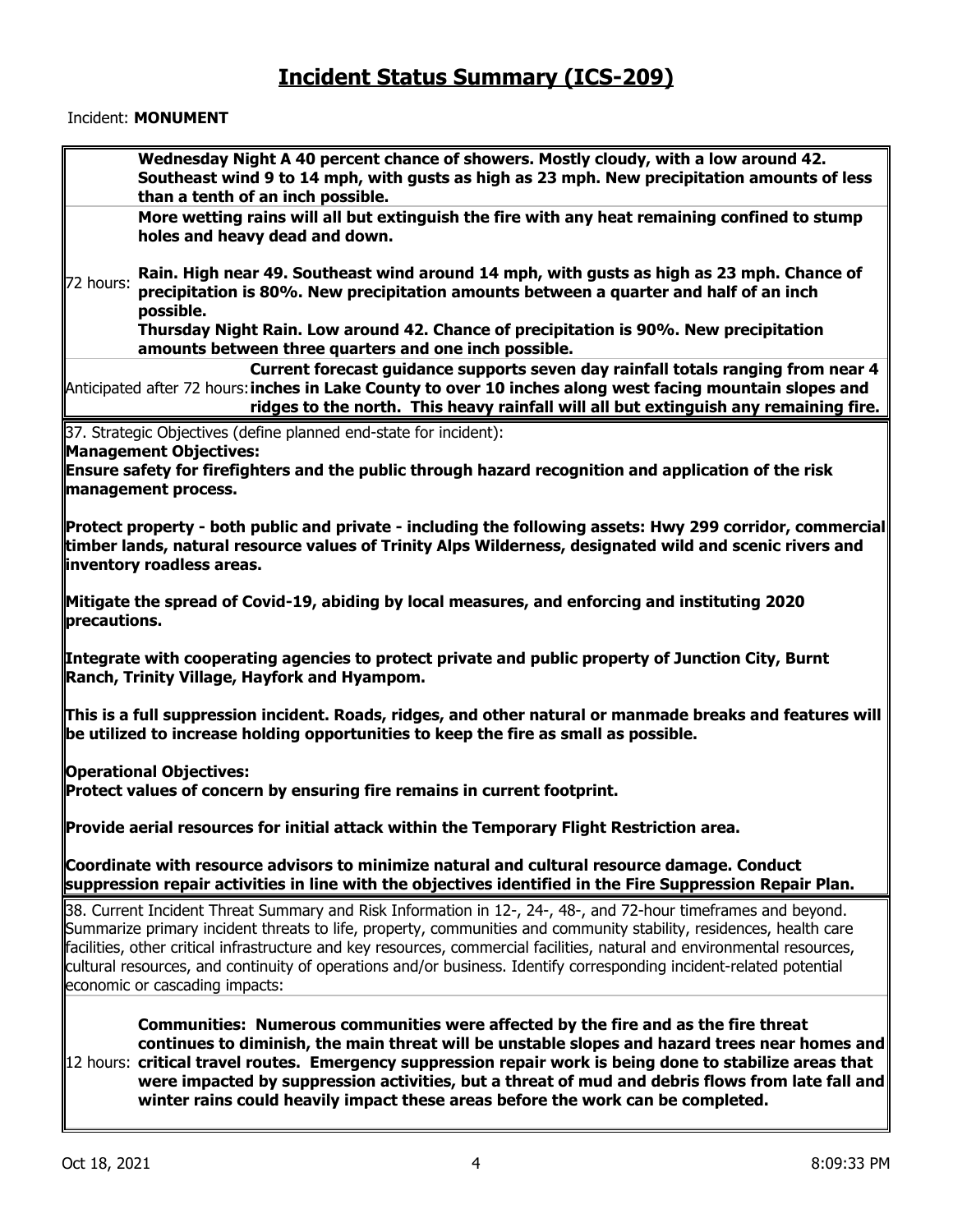# Incident Status Summary (ICS-209)

Incident: **MONUMENT**

| | |
|---|---|
| | **Wednesday Night A 40 percent chance of showers. Mostly cloudy, with a low around 42. Southeast wind 9 to 14 mph, with gusts as high as 23 mph. New precipitation amounts of less than a tenth of an inch possible.** |
| | **More wetting rains will all but extinguish the fire with any heat remaining confined to stump holes and heavy dead and down.** |
| 72 hours: | **Rain. High near 49. Southeast wind around 14 mph, with gusts as high as 23 mph. Chance of precipitation is 80%. New precipitation amounts between a quarter and half of an inch possible.**<br>**Thursday Night Rain. Low around 42. Chance of precipitation is 90%. New precipitation amounts between three quarters and one inch possible.** |
| Anticipated after 72 hours: | **Current forecast guidance supports seven day rainfall totals ranging from near 4 inches in Lake County to over 10 inches along west facing mountain slopes and ridges to the north. This heavy rainfall will all but extinguish any remaining fire.** |

37. Strategic Objectives (define planned end-state for incident):

**Management Objectives:**

**Ensure safety for firefighters and the public through hazard recognition and application of the risk management process.**

**Protect property - both public and private - including the following assets: Hwy 299 corridor, commercial timber lands, natural resource values of Trinity Alps Wilderness, designated wild and scenic rivers and inventory roadless areas.**

**Mitigate the spread of Covid-19, abiding by local measures, and enforcing and instituting 2020 precautions.**

**Integrate with cooperating agencies to protect private and public property of Junction City, Burnt Ranch, Trinity Village, Hayfork and Hyampom.**

**This is a full suppression incident. Roads, ridges, and other natural or manmade breaks and features will be utilized to increase holding opportunities to keep the fire as small as possible.**

**Operational Objectives:**

**Protect values of concern by ensuring fire remains in current footprint.**

**Provide aerial resources for initial attack within the Temporary Flight Restriction area.**

**Coordinate with resource advisors to minimize natural and cultural resource damage. Conduct suppression repair activities in line with the objectives identified in the Fire Suppression Repair Plan.**

38. Current Incident Threat Summary and Risk Information in 12-, 24-, 48-, and 72-hour timeframes and beyond. Summarize primary incident threats to life, property, communities and community stability, residences, health care facilities, other critical infrastructure and key resources, commercial facilities, natural and environmental resources, cultural resources, and continuity of operations and/or business. Identify corresponding incident-related potential economic or cascading impacts:

| | |
|---|---|
| 12 hours: | **Communities: Numerous communities were affected by the fire and as the fire threat continues to diminish, the main threat will be unstable slopes and hazard trees near homes and critical travel routes. Emergency suppression repair work is being done to stabilize areas that were impacted by suppression activities, but a threat of mud and debris flows from late fall and winter rains could heavily impact these areas before the work can be completed.** |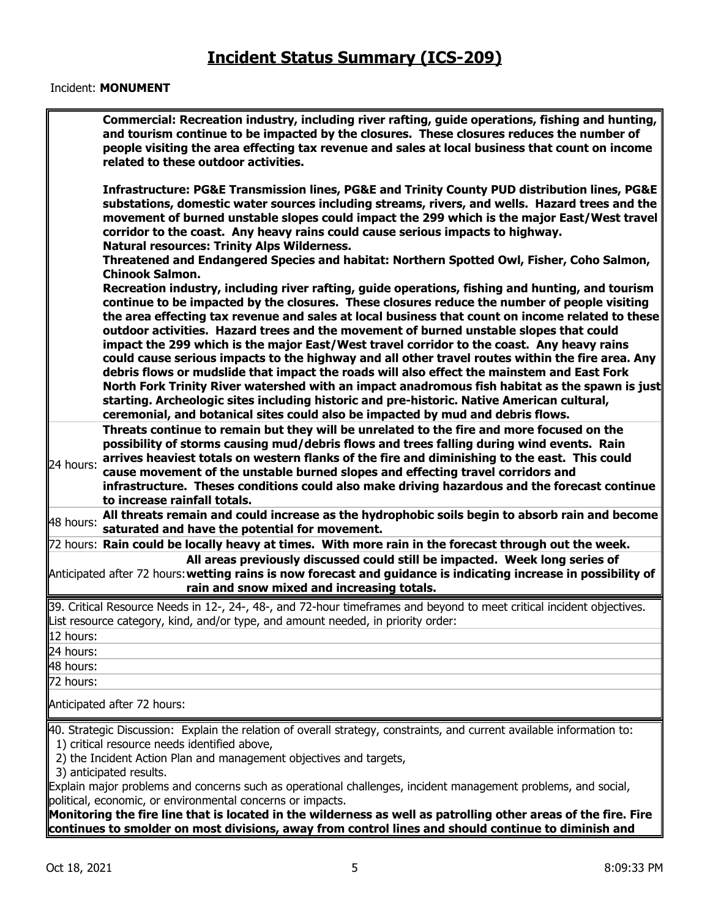# Incident Status Summary (ICS-209)

Incident: **MONUMENT**

| | |
|---|---|
| | **Commercial: Recreation industry, including river rafting, guide operations, fishing and hunting, and tourism continue to be impacted by the closures. These closures reduces the number of people visiting the area effecting tax revenue and sales at local business that count on income related to these outdoor activities.**<br><br>**Infrastructure: PG&E Transmission lines, PG&E and Trinity County PUD distribution lines, PG&E substations, domestic water sources including streams, rivers, and wells. Hazard trees and the movement of burned unstable slopes could impact the 299 which is the major East/West travel corridor to the coast. Any heavy rains could cause serious impacts to highway.**<br>**Natural resources: Trinity Alps Wilderness.**<br>**Threatened and Endangered Species and habitat: Northern Spotted Owl, Fisher, Coho Salmon, Chinook Salmon.**<br>**Recreation industry, including river rafting, guide operations, fishing and hunting, and tourism continue to be impacted by the closures. These closures reduce the number of people visiting the area effecting tax revenue and sales at local business that count on income related to these outdoor activities. Hazard trees and the movement of burned unstable slopes that could impact the 299 which is the major East/West travel corridor to the coast. Any heavy rains could cause serious impacts to the highway and all other travel routes within the fire area. Any debris flows or mudslide that impact the roads will also effect the mainstem and East Fork North Fork Trinity River watershed with an impact anadromous fish habitat as the spawn is just starting. Archeologic sites including historic and pre-historic. Native American cultural, ceremonial, and botanical sites could also be impacted by mud and debris flows.** |
| 24 hours: | **Threats continue to remain but they will be unrelated to the fire and more focused on the possibility of storms causing mud/debris flows and trees falling during wind events. Rain arrives heaviest totals on western flanks of the fire and diminishing to the east. This could cause movement of the unstable burned slopes and effecting travel corridors and infrastructure. Theses conditions could also make driving hazardous and the forecast continue to increase rainfall totals.** |
| 48 hours: | **All threats remain and could increase as the hydrophobic soils begin to absorb rain and become saturated and have the potential for movement.** |
| 72 hours: | **Rain could be locally heavy at times. With more rain in the forecast through out the week.** |
| Anticipated after 72 hours: | **All areas previously discussed could still be impacted. Week long series of wetting rains is now forecast and guidance is indicating increase in possibility of rain and snow mixed and increasing totals.** |

39. Critical Resource Needs in 12-, 24-, 48-, and 72-hour timeframes and beyond to meet critical incident objectives. List resource category, kind, and/or type, and amount needed, in priority order:

| | |
|---|---|
| 12 hours: | |
| 24 hours: | |
| 48 hours: | |
| 72 hours: | |
| Anticipated after 72 hours: | |

40. Strategic Discussion: Explain the relation of overall strategy, constraints, and current available information to:
1) critical resource needs identified above,
2) the Incident Action Plan and management objectives and targets,
3) anticipated results.

Explain major problems and concerns such as operational challenges, incident management problems, and social, political, economic, or environmental concerns or impacts.

**Monitoring the fire line that is located in the wilderness as well as patrolling other areas of the fire. Fire continues to smolder on most divisions, away from control lines and should continue to diminish and**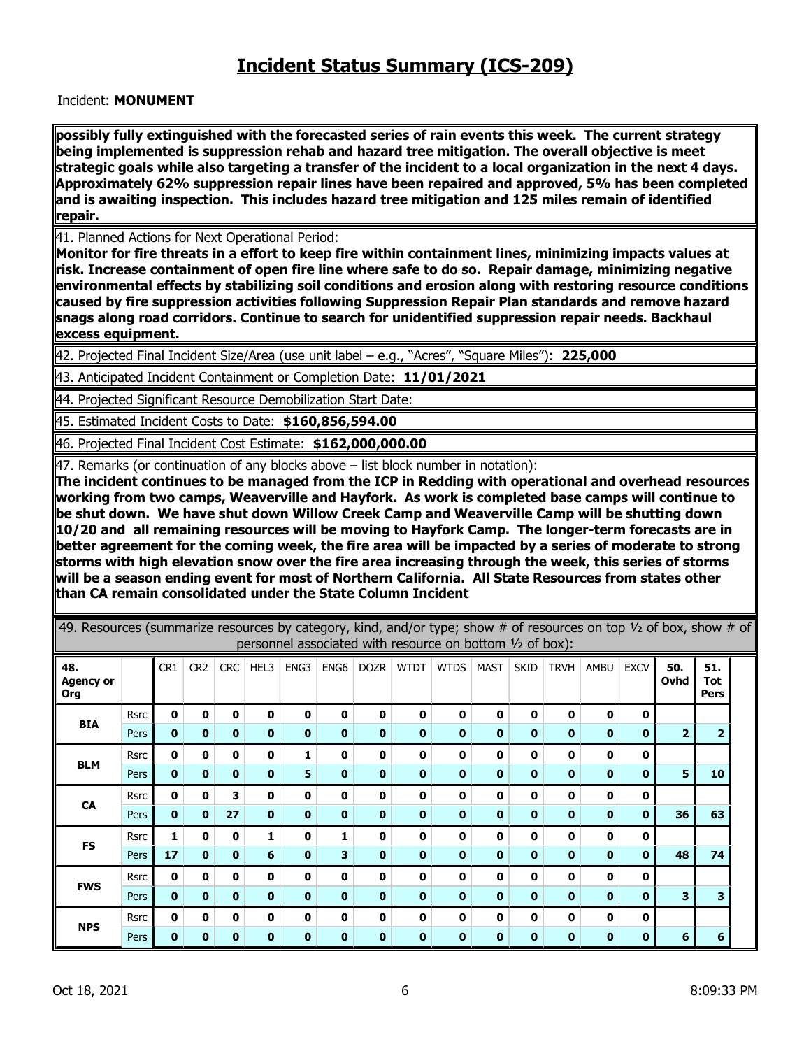# Incident Status Summary (ICS-209)

Incident: **MONUMENT**

**possibly fully extinguished with the forecasted series of rain events this week. The current strategy being implemented is suppression rehab and hazard tree mitigation. The overall objective is meet strategic goals while also targeting a transfer of the incident to a local organization in the next 4 days. Approximately 62% suppression repair lines have been repaired and approved, 5% has been completed and is awaiting inspection. This includes hazard tree mitigation and 125 miles remain of identified repair.**

41. Planned Actions for Next Operational Period:
**Monitor for fire threats in a effort to keep fire within containment lines, minimizing impacts values at risk. Increase containment of open fire line where safe to do so. Repair damage, minimizing negative environmental effects by stabilizing soil conditions and erosion along with restoring resource conditions caused by fire suppression activities following Suppression Repair Plan standards and remove hazard snags along road corridors. Continue to search for unidentified suppression repair needs. Backhaul excess equipment.**

42. Projected Final Incident Size/Area (use unit label – e.g., "Acres", "Square Miles"): **225,000**

43. Anticipated Incident Containment or Completion Date: **11/01/2021**

44. Projected Significant Resource Demobilization Start Date:

45. Estimated Incident Costs to Date: **$160,856,594.00**

46. Projected Final Incident Cost Estimate: **$162,000,000.00**

47. Remarks (or continuation of any blocks above – list block number in notation):
**The incident continues to be managed from the ICP in Redding with operational and overhead resources working from two camps, Weaverville and Hayfork. As work is completed base camps will continue to be shut down. We have shut down Willow Creek Camp and Weaverville Camp will be shutting down 10/20 and all remaining resources will be moving to Hayfork Camp. The longer-term forecasts are in better agreement for the coming week, the fire area will be impacted by a series of moderate to strong storms with high elevation snow over the fire area increasing through the week, this series of storms will be a season ending event for most of Northern California. All State Resources from states other than CA remain consolidated under the State Column Incident**

49. Resources (summarize resources by category, kind, and/or type; show # of resources on top ½ of box, show # of personnel associated with resource on bottom ½ of box):

| 48. Agency or Org | | CR1 | CR2 | CRC | HEL3 | ENG3 | ENG6 | DOZR | WTDT | WTDS | MAST | SKID | TRVH | AMBU | EXCV | 50. Ovhd | 51. Tot Pers |
|---|---|---|---|---|---|---|---|---|---|---|---|---|---|---|---|---|---|
| BIA | Rsrc | 0 | 0 | 0 | 0 | 0 | 0 | 0 | 0 | 0 | 0 | 0 | 0 | 0 | 0 | | |
| | Pers | 0 | 0 | 0 | 0 | 0 | 0 | 0 | 0 | 0 | 0 | 0 | 0 | 0 | 0 | 2 | 2 |
| BLM | Rsrc | 0 | 0 | 0 | 0 | 1 | 0 | 0 | 0 | 0 | 0 | 0 | 0 | 0 | 0 | | |
| | Pers | 0 | 0 | 0 | 0 | 5 | 0 | 0 | 0 | 0 | 0 | 0 | 0 | 0 | 0 | 5 | 10 |
| CA | Rsrc | 0 | 0 | 3 | 0 | 0 | 0 | 0 | 0 | 0 | 0 | 0 | 0 | 0 | 0 | | |
| | Pers | 0 | 0 | 27 | 0 | 0 | 0 | 0 | 0 | 0 | 0 | 0 | 0 | 0 | 0 | 36 | 63 |
| FS | Rsrc | 1 | 0 | 0 | 1 | 0 | 1 | 0 | 0 | 0 | 0 | 0 | 0 | 0 | 0 | | |
| | Pers | 17 | 0 | 0 | 6 | 0 | 3 | 0 | 0 | 0 | 0 | 0 | 0 | 0 | 0 | 48 | 74 |
| FWS | Rsrc | 0 | 0 | 0 | 0 | 0 | 0 | 0 | 0 | 0 | 0 | 0 | 0 | 0 | 0 | | |
| | Pers | 0 | 0 | 0 | 0 | 0 | 0 | 0 | 0 | 0 | 0 | 0 | 0 | 0 | 0 | 3 | 3 |
| NPS | Rsrc | 0 | 0 | 0 | 0 | 0 | 0 | 0 | 0 | 0 | 0 | 0 | 0 | 0 | 0 | | |
| | Pers | 0 | 0 | 0 | 0 | 0 | 0 | 0 | 0 | 0 | 0 | 0 | 0 | 0 | 0 | 6 | 6 |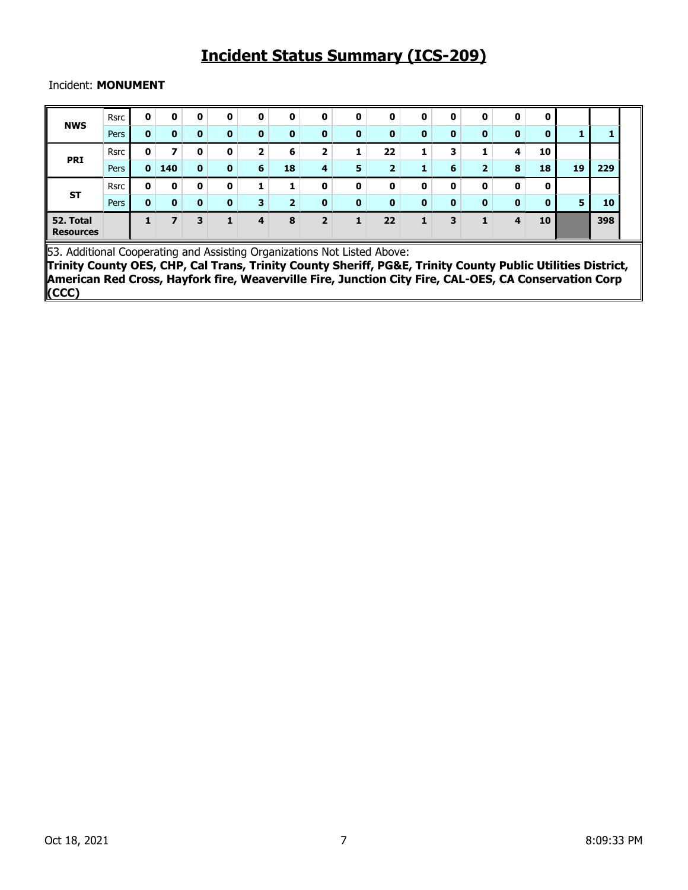# Incident Status Summary (ICS-209)

Incident: **MONUMENT**

| | | | | | | | | | | | | | | | | | |
|---|---|---|---|---|---|---|---|---|---|---|---|---|---|---|---|---|---|
| **NWS** | Rsrc | 0 | 0 | 0 | 0 | 0 | 0 | 0 | 0 | 0 | 0 | 0 | 0 | 0 | 0 | | |
| | Pers | 0 | 0 | 0 | 0 | 0 | 0 | 0 | 0 | 0 | 0 | 0 | 0 | 0 | 0 | 1 | 1 |
| **PRI** | Rsrc | 0 | 7 | 0 | 0 | 2 | 6 | 2 | 1 | 22 | 1 | 3 | 1 | 4 | 10 | | |
| | Pers | 0 | 140 | 0 | 0 | 6 | 18 | 4 | 5 | 2 | 1 | 6 | 2 | 8 | 18 | 19 | 229 |
| **ST** | Rsrc | 0 | 0 | 0 | 0 | 1 | 1 | 0 | 0 | 0 | 0 | 0 | 0 | 0 | 0 | | |
| | Pers | 0 | 0 | 0 | 0 | 3 | 2 | 0 | 0 | 0 | 0 | 0 | 0 | 0 | 0 | 5 | 10 |
| **52. Total Resources** | | 1 | 7 | 3 | 1 | 4 | 8 | 2 | 1 | 22 | 1 | 3 | 1 | 4 | 10 | | 398 |

53. Additional Cooperating and Assisting Organizations Not Listed Above:

**Trinity County OES, CHP, Cal Trans, Trinity County Sheriff, PG&E, Trinity County Public Utilities District, American Red Cross, Hayfork fire, Weaverville Fire, Junction City Fire, CAL-OES, CA Conservation Corp (CCC)**

Oct 18, 2021 8:09:33 PM